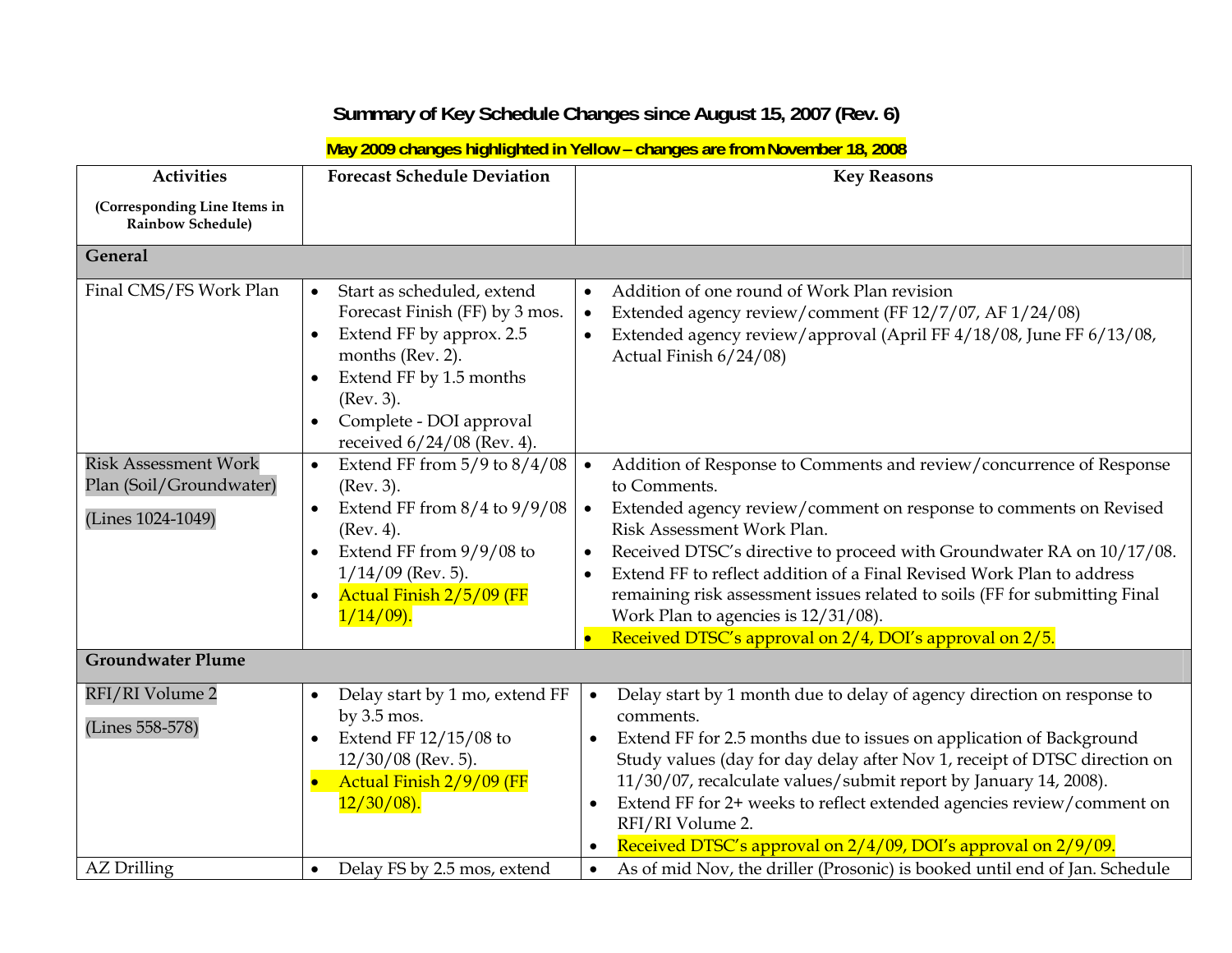# Summary of Key Schedule Changes since August 15, 2007 (Rev. 6)

**May 2009 changes highlighted in Yellow – changes are from November 18, 2008**

| Activities (Corresponding Line Items in Rainbow Schedule) | Forecast Schedule Deviation | Key Reasons |
|---|---|---|
| **General** | | |
| Final CMS/FS Work Plan | • Start as scheduled, extend Forecast Finish (FF) by 3 mos.<br>• Extend FF by approx. 2.5 months (Rev. 2).<br>• Extend FF by 1.5 months (Rev. 3).<br>• Complete - DOI approval received 6/24/08 (Rev. 4). | • Addition of one round of Work Plan revision<br>• Extended agency review/comment (FF 12/7/07, AF 1/24/08)<br>• Extended agency review/approval (April FF 4/18/08, June FF 6/13/08, Actual Finish 6/24/08) |
| Risk Assessment Work Plan (Soil/Groundwater)<br>(Lines 1024-1049) | • Extend FF from 5/9 to 8/4/08 (Rev. 3).<br>• Extend FF from 8/4 to 9/9/08 (Rev. 4).<br>• Extend FF from 9/9/08 to 1/14/09 (Rev. 5).<br>• Actual Finish 2/5/09 (FF 1/14/09). | • Addition of Response to Comments and review/concurrence of Response to Comments.<br>• Extended agency review/comment on response to comments on Revised Risk Assessment Work Plan.<br>• Received DTSC's directive to proceed with Groundwater RA on 10/17/08.<br>• Extend FF to reflect addition of a Final Revised Work Plan to address remaining risk assessment issues related to soils (FF for submitting Final Work Plan to agencies is 12/31/08).<br>• Received DTSC's approval on 2/4, DOI's approval on 2/5. |
| **Groundwater Plume** | | |
| RFI/RI Volume 2<br>(Lines 558-578) | • Delay start by 1 mo, extend FF by 3.5 mos.<br>• Extend FF 12/15/08 to 12/30/08 (Rev. 5).<br>• Actual Finish 2/9/09 (FF 12/30/08). | • Delay start by 1 month due to delay of agency direction on response to comments.<br>• Extend FF for 2.5 months due to issues on application of Background Study values (day for day delay after Nov 1, receipt of DTSC direction on 11/30/07, recalculate values/submit report by January 14, 2008).<br>• Extend FF for 2+ weeks to reflect extended agencies review/comment on RFI/RI Volume 2.<br>• Received DTSC's approval on 2/4/09, DOI's approval on 2/9/09. |
| AZ Drilling | • Delay FS by 2.5 mos, extend | • As of mid Nov, the driller (Prosonic) is booked until end of Jan. Schedule |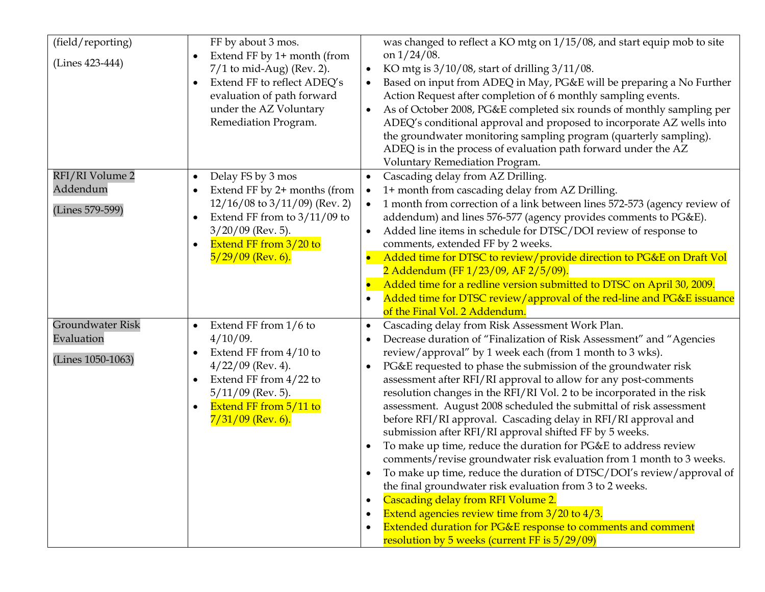| | | |
|---|---|---|
| (field/reporting)<br><br>(Lines 423-444) | FF by about 3 mos.<br>• Extend FF by 1+ month (from 7/1 to mid-Aug) (Rev. 2).<br>• Extend FF to reflect ADEQ's evaluation of path forward under the AZ Voluntary Remediation Program. | was changed to reflect a KO mtg on 1/15/08, and start equip mob to site on 1/24/08.<br>• KO mtg is 3/10/08, start of drilling 3/11/08.<br>• Based on input from ADEQ in May, PG&E will be preparing a No Further Action Request after completion of 6 monthly sampling events.<br>• As of October 2008, PG&E completed six rounds of monthly sampling per ADEQ's conditional approval and proposed to incorporate AZ wells into the groundwater monitoring sampling program (quarterly sampling). ADEQ is in the process of evaluation path forward under the AZ Voluntary Remediation Program. |
| RFI/RI Volume 2 Addendum<br><br>(Lines 579-599) | • Delay FS by 3 mos<br>• Extend FF by 2+ months (from 12/16/08 to 3/11/09) (Rev. 2)<br>• Extend FF from to 3/11/09 to 3/20/09 (Rev. 5).<br>• Extend FF from 3/20 to 5/29/09 (Rev. 6). | • Cascading delay from AZ Drilling.<br>• 1+ month from cascading delay from AZ Drilling.<br>• 1 month from correction of a link between lines 572-573 (agency review of addendum) and lines 576-577 (agency provides comments to PG&E).<br>• Added line items in schedule for DTSC/DOI review of response to comments, extended FF by 2 weeks.<br>• Added time for DTSC to review/provide direction to PG&E on Draft Vol 2 Addendum (FF 1/23/09, AF 2/5/09).<br>• Added time for a redline version submitted to DTSC on April 30, 2009.<br>• Added time for DTSC review/approval of the red-line and PG&E issuance of the Final Vol. 2 Addendum. |
| Groundwater Risk Evaluation<br><br>(Lines 1050-1063) | • Extend FF from 1/6 to 4/10/09.<br>• Extend FF from 4/10 to 4/22/09 (Rev. 4).<br>• Extend FF from 4/22 to 5/11/09 (Rev. 5).<br>• Extend FF from 5/11 to 7/31/09 (Rev. 6). | • Cascading delay from Risk Assessment Work Plan.<br>• Decrease duration of "Finalization of Risk Assessment" and "Agencies review/approval" by 1 week each (from 1 month to 3 wks).<br>• PG&E requested to phase the submission of the groundwater risk assessment after RFI/RI approval to allow for any post-comments resolution changes in the RFI/RI Vol. 2 to be incorporated in the risk assessment. August 2008 scheduled the submittal of risk assessment before RFI/RI approval. Cascading delay in RFI/RI approval and submission after RFI/RI approval shifted FF by 5 weeks.<br>• To make up time, reduce the duration for PG&E to address review comments/revise groundwater risk evaluation from 1 month to 3 weeks.<br>• To make up time, reduce the duration of DTSC/DOI's review/approval of the final groundwater risk evaluation from 3 to 2 weeks.<br>• Cascading delay from RFI Volume 2.<br>• Extend agencies review time from 3/20 to 4/3.<br>• Extended duration for PG&E response to comments and comment resolution by 5 weeks (current FF is 5/29/09) |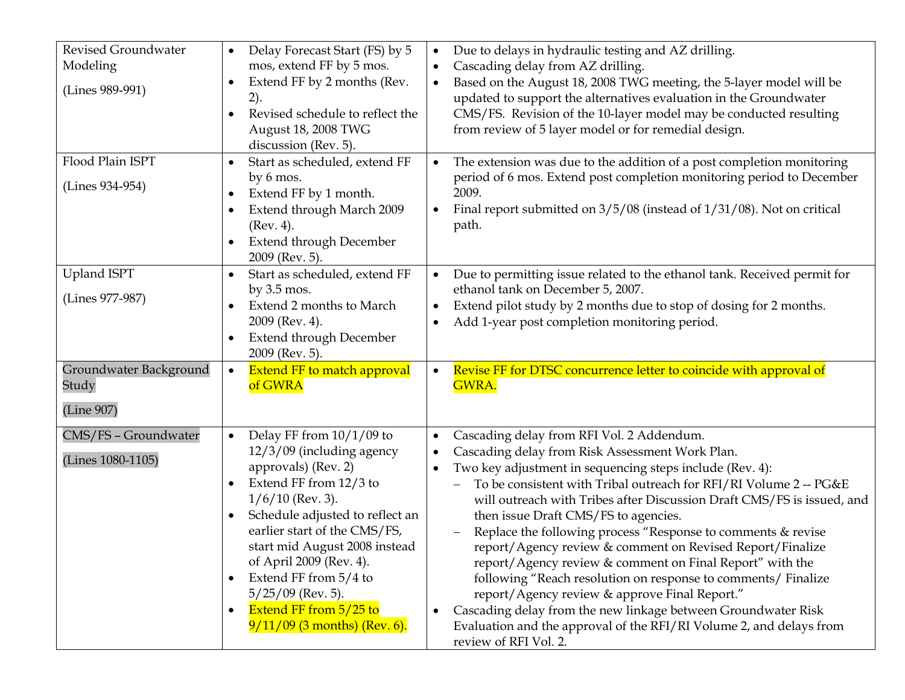| | | |
|---|---|---|
| Revised Groundwater Modeling<br><br>(Lines 989-991) | • Delay Forecast Start (FS) by 5 mos, extend FF by 5 mos.<br>• Extend FF by 2 months (Rev. 2).<br>• Revised schedule to reflect the August 18, 2008 TWG discussion (Rev. 5). | • Due to delays in hydraulic testing and AZ drilling.<br>• Cascading delay from AZ drilling.<br>• Based on the August 18, 2008 TWG meeting, the 5-layer model will be updated to support the alternatives evaluation in the Groundwater CMS/FS. Revision of the 10-layer model may be conducted resulting from review of 5 layer model or for remedial design. |
| Flood Plain ISPT<br><br>(Lines 934-954) | • Start as scheduled, extend FF by 6 mos.<br>• Extend FF by 1 month.<br>• Extend through March 2009 (Rev. 4).<br>• Extend through December 2009 (Rev. 5). | • The extension was due to the addition of a post completion monitoring period of 6 mos. Extend post completion monitoring period to December 2009.<br>• Final report submitted on 3/5/08 (instead of 1/31/08). Not on critical path. |
| Upland ISPT<br><br>(Lines 977-987) | • Start as scheduled, extend FF by 3.5 mos.<br>• Extend 2 months to March 2009 (Rev. 4).<br>• Extend through December 2009 (Rev. 5). | • Due to permitting issue related to the ethanol tank. Received permit for ethanol tank on December 5, 2007.<br>• Extend pilot study by 2 months due to stop of dosing for 2 months.<br>• Add 1-year post completion monitoring period. |
| Groundwater Background Study<br><br>(Line 907) | • Extend FF to match approval of GWRA | • Revise FF for DTSC concurrence letter to coincide with approval of GWRA. |
| CMS/FS – Groundwater<br><br>(Lines 1080-1105) | • Delay FF from 10/1/09 to 12/3/09 (including agency approvals) (Rev. 2)<br>• Extend FF from 12/3 to 1/6/10 (Rev. 3).<br>• Schedule adjusted to reflect an earlier start of the CMS/FS, start mid August 2008 instead of April 2009 (Rev. 4).<br>• Extend FF from 5/4 to 5/25/09 (Rev. 5).<br>• Extend FF from 5/25 to 9/11/09 (3 months) (Rev. 6). | • Cascading delay from RFI Vol. 2 Addendum.<br>• Cascading delay from Risk Assessment Work Plan.<br>• Two key adjustment in sequencing steps include (Rev. 4):<br>– To be consistent with Tribal outreach for RFI/RI Volume 2 -- PG&E will outreach with Tribes after Discussion Draft CMS/FS is issued, and then issue Draft CMS/FS to agencies.<br>– Replace the following process "Response to comments & revise report/Agency review & comment on Revised Report/Finalize report/Agency review & comment on Final Report" with the following "Reach resolution on response to comments/ Finalize report/Agency review & approve Final Report."<br>• Cascading delay from the new linkage between Groundwater Risk Evaluation and the approval of the RFI/RI Volume 2, and delays from review of RFI Vol. 2. |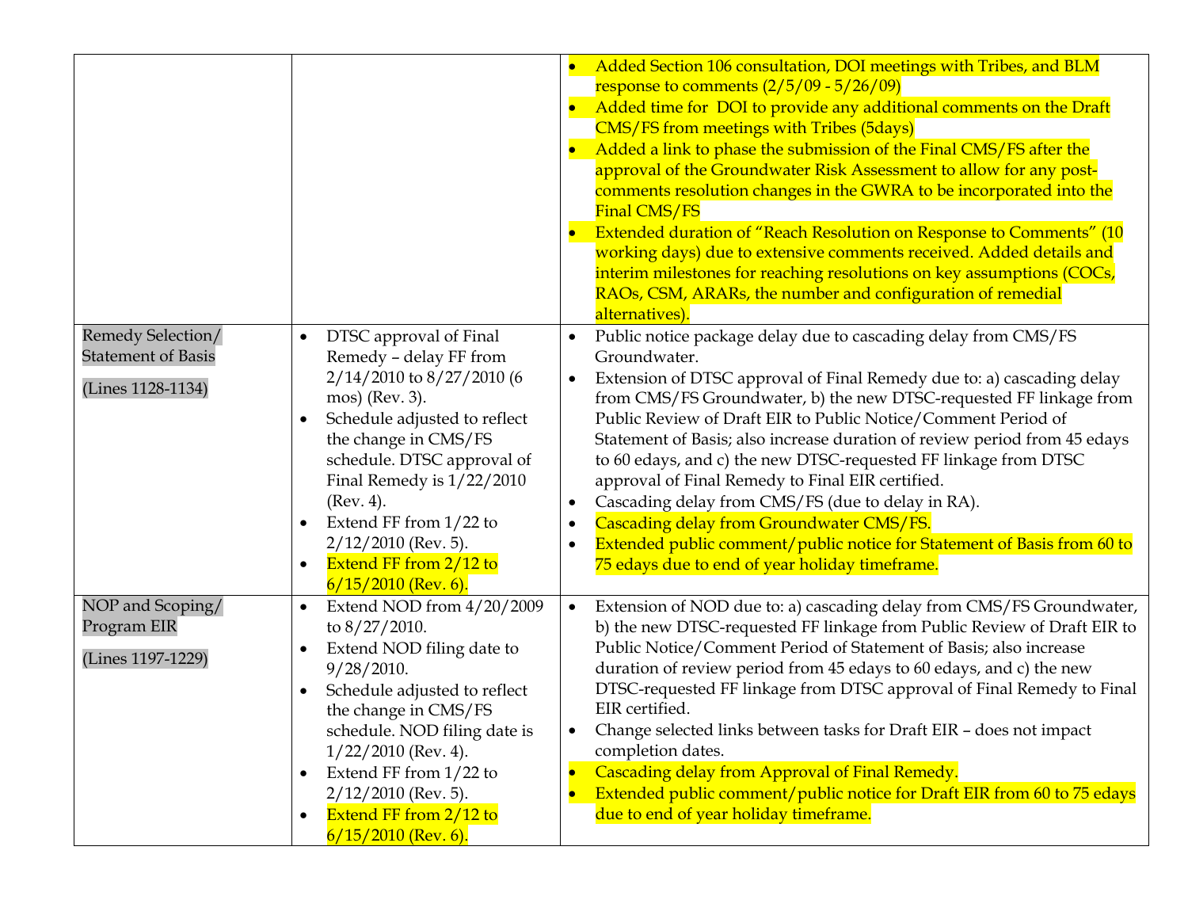| | | |
|---|---|---|
| | | • Added Section 106 consultation, DOI meetings with Tribes, and BLM response to comments (2/5/09 - 5/26/09)<br>• Added time for DOI to provide any additional comments on the Draft CMS/FS from meetings with Tribes (5days)<br>• Added a link to phase the submission of the Final CMS/FS after the approval of the Groundwater Risk Assessment to allow for any post-comments resolution changes in the GWRA to be incorporated into the Final CMS/FS<br>• Extended duration of "Reach Resolution on Response to Comments" (10 working days) due to extensive comments received. Added details and interim milestones for reaching resolutions on key assumptions (COCs, RAOs, CSM, ARARs, the number and configuration of remedial alternatives). |
| Remedy Selection/ Statement of Basis<br><br>(Lines 1128-1134) | • DTSC approval of Final Remedy – delay FF from 2/14/2010 to 8/27/2010 (6 mos) (Rev. 3).<br>• Schedule adjusted to reflect the change in CMS/FS schedule. DTSC approval of Final Remedy is 1/22/2010 (Rev. 4).<br>• Extend FF from 1/22 to 2/12/2010 (Rev. 5).<br>• Extend FF from 2/12 to 6/15/2010 (Rev. 6). | • Public notice package delay due to cascading delay from CMS/FS Groundwater.<br>• Extension of DTSC approval of Final Remedy due to: a) cascading delay from CMS/FS Groundwater, b) the new DTSC-requested FF linkage from Public Review of Draft EIR to Public Notice/Comment Period of Statement of Basis; also increase duration of review period from 45 edays to 60 edays, and c) the new DTSC-requested FF linkage from DTSC approval of Final Remedy to Final EIR certified.<br>• Cascading delay from CMS/FS (due to delay in RA).<br>• Cascading delay from Groundwater CMS/FS.<br>• Extended public comment/public notice for Statement of Basis from 60 to 75 edays due to end of year holiday timeframe. |
| NOP and Scoping/ Program EIR<br><br>(Lines 1197-1229) | • Extend NOD from 4/20/2009 to 8/27/2010.<br>• Extend NOD filing date to 9/28/2010.<br>• Schedule adjusted to reflect the change in CMS/FS schedule. NOD filing date is 1/22/2010 (Rev. 4).<br>• Extend FF from 1/22 to 2/12/2010 (Rev. 5).<br>• Extend FF from 2/12 to 6/15/2010 (Rev. 6). | • Extension of NOD due to: a) cascading delay from CMS/FS Groundwater, b) the new DTSC-requested FF linkage from Public Review of Draft EIR to Public Notice/Comment Period of Statement of Basis; also increase duration of review period from 45 edays to 60 edays, and c) the new DTSC-requested FF linkage from DTSC approval of Final Remedy to Final EIR certified.<br>• Change selected links between tasks for Draft EIR – does not impact completion dates.<br>• Cascading delay from Approval of Final Remedy.<br>• Extended public comment/public notice for Draft EIR from 60 to 75 edays due to end of year holiday timeframe. |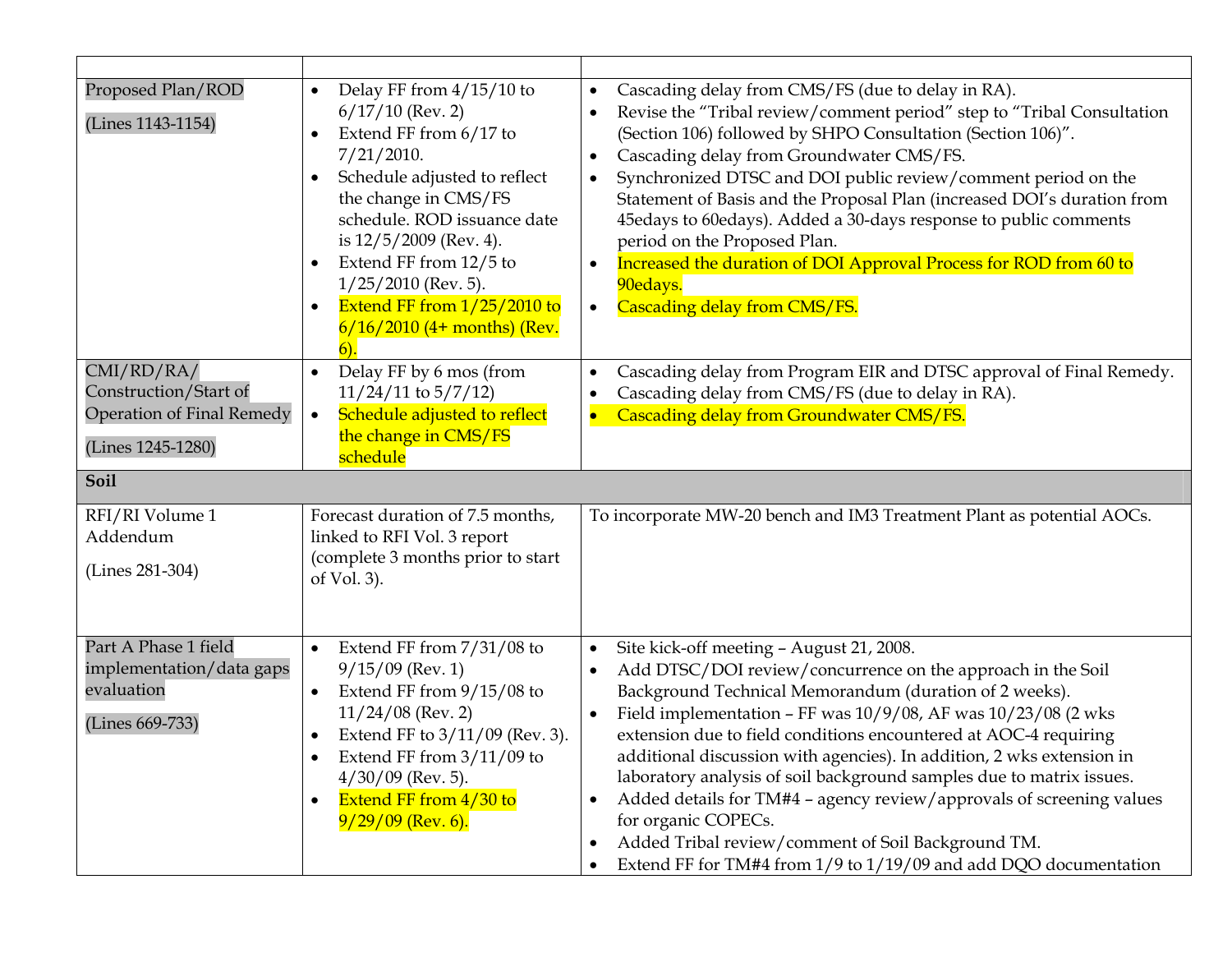| | | |
|---|---|---|
| Proposed Plan/ROD<br><br>(Lines 1143-1154) | • Delay FF from 4/15/10 to 6/17/10 (Rev. 2)<br>• Extend FF from 6/17 to 7/21/2010.<br>• Schedule adjusted to reflect the change in CMS/FS schedule. ROD issuance date is 12/5/2009 (Rev. 4).<br>• Extend FF from 12/5 to 1/25/2010 (Rev. 5).<br>• Extend FF from 1/25/2010 to 6/16/2010 (4+ months) (Rev. 6). | • Cascading delay from CMS/FS (due to delay in RA).<br>• Revise the "Tribal review/comment period" step to "Tribal Consultation (Section 106) followed by SHPO Consultation (Section 106)".<br>• Cascading delay from Groundwater CMS/FS.<br>• Synchronized DTSC and DOI public review/comment period on the Statement of Basis and the Proposal Plan (increased DOI's duration from 45edays to 60edays). Added a 30-days response to public comments period on the Proposed Plan.<br>• Increased the duration of DOI Approval Process for ROD from 60 to 90edays.<br>• Cascading delay from CMS/FS. |
| CMI/RD/RA/ Construction/Start of Operation of Final Remedy<br><br>(Lines 1245-1280) | • Delay FF by 6 mos (from 11/24/11 to 5/7/12)<br>• Schedule adjusted to reflect the change in CMS/FS schedule | • Cascading delay from Program EIR and DTSC approval of Final Remedy.<br>• Cascading delay from CMS/FS (due to delay in RA).<br>• Cascading delay from Groundwater CMS/FS. |
| **Soil** | | |
| RFI/RI Volume 1 Addendum<br><br>(Lines 281-304) | Forecast duration of 7.5 months, linked to RFI Vol. 3 report (complete 3 months prior to start of Vol. 3). | To incorporate MW-20 bench and IM3 Treatment Plant as potential AOCs. |
| Part A Phase 1 field implementation/data gaps evaluation<br><br>(Lines 669-733) | • Extend FF from 7/31/08 to 9/15/09 (Rev. 1)<br>• Extend FF from 9/15/08 to 11/24/08 (Rev. 2)<br>• Extend FF to 3/11/09 (Rev. 3).<br>• Extend FF from 3/11/09 to 4/30/09 (Rev. 5).<br>• Extend FF from 4/30 to 9/29/09 (Rev. 6). | • Site kick-off meeting – August 21, 2008.<br>• Add DTSC/DOI review/concurrence on the approach in the Soil Background Technical Memorandum (duration of 2 weeks).<br>• Field implementation – FF was 10/9/08, AF was 10/23/08 (2 wks extension due to field conditions encountered at AOC-4 requiring additional discussion with agencies). In addition, 2 wks extension in laboratory analysis of soil background samples due to matrix issues.<br>• Added details for TM#4 – agency review/approvals of screening values for organic COPECs.<br>• Added Tribal review/comment of Soil Background TM.<br>• Extend FF for TM#4 from 1/9 to 1/19/09 and add DQO documentation |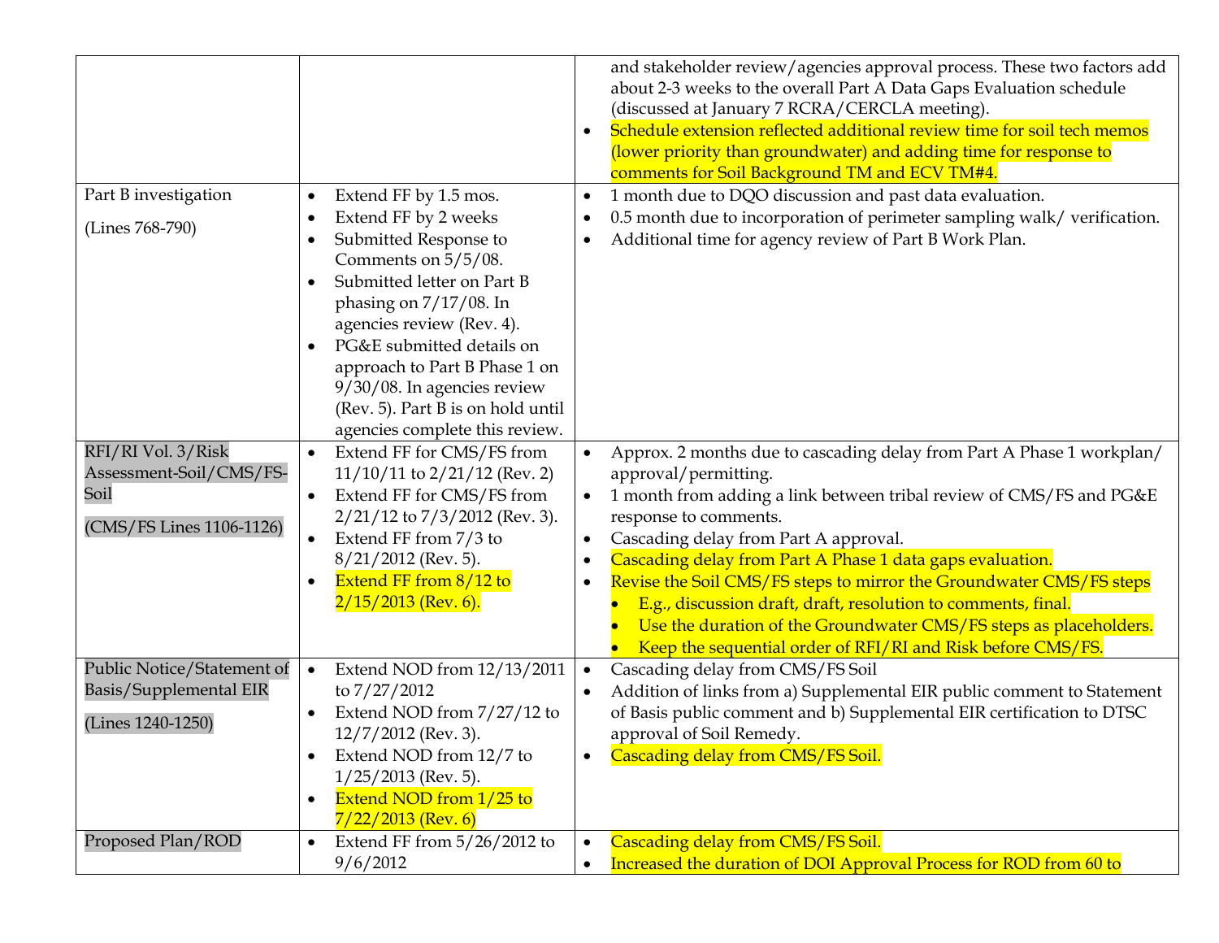| | | |
|---|---|---|
| | | and stakeholder review/agencies approval process. These two factors add about 2-3 weeks to the overall Part A Data Gaps Evaluation schedule (discussed at January 7 RCRA/CERCLA meeting).<br>• Schedule extension reflected additional review time for soil tech memos (lower priority than groundwater) and adding time for response to comments for Soil Background TM and ECV TM#4. |
| Part B investigation<br><br>(Lines 768-790) | • Extend FF by 1.5 mos.<br>• Extend FF by 2 weeks<br>• Submitted Response to Comments on 5/5/08.<br>• Submitted letter on Part B phasing on 7/17/08. In agencies review (Rev. 4).<br>• PG&E submitted details on approach to Part B Phase 1 on 9/30/08. In agencies review (Rev. 5). Part B is on hold until agencies complete this review. | • 1 month due to DQO discussion and past data evaluation.<br>• 0.5 month due to incorporation of perimeter sampling walk/ verification.<br>• Additional time for agency review of Part B Work Plan. |
| RFI/RI Vol. 3/Risk Assessment-Soil/CMS/FS-Soil<br><br>(CMS/FS Lines 1106-1126) | • Extend FF for CMS/FS from 11/10/11 to 2/21/12 (Rev. 2)<br>• Extend FF for CMS/FS from 2/21/12 to 7/3/2012 (Rev. 3).<br>• Extend FF from 7/3 to 8/21/2012 (Rev. 5).<br>• Extend FF from 8/12 to 2/15/2013 (Rev. 6). | • Approx. 2 months due to cascading delay from Part A Phase 1 workplan/ approval/permitting.<br>• 1 month from adding a link between tribal review of CMS/FS and PG&E response to comments.<br>• Cascading delay from Part A approval.<br>• Cascading delay from Part A Phase 1 data gaps evaluation.<br>• Revise the Soil CMS/FS steps to mirror the Groundwater CMS/FS steps<br>&nbsp;&nbsp;• E.g., discussion draft, draft, resolution to comments, final.<br>&nbsp;&nbsp;• Use the duration of the Groundwater CMS/FS steps as placeholders.<br>&nbsp;&nbsp;• Keep the sequential order of RFI/RI and Risk before CMS/FS. |
| Public Notice/Statement of Basis/Supplemental EIR<br><br>(Lines 1240-1250) | • Extend NOD from 12/13/2011 to 7/27/2012<br>• Extend NOD from 7/27/12 to 12/7/2012 (Rev. 3).<br>• Extend NOD from 12/7 to 1/25/2013 (Rev. 5).<br>• Extend NOD from 1/25 to 7/22/2013 (Rev. 6) | • Cascading delay from CMS/FS Soil<br>• Addition of links from a) Supplemental EIR public comment to Statement of Basis public comment and b) Supplemental EIR certification to DTSC approval of Soil Remedy.<br>• Cascading delay from CMS/FS Soil. |
| Proposed Plan/ROD | • Extend FF from 5/26/2012 to 9/6/2012 | • Cascading delay from CMS/FS Soil.<br>• Increased the duration of DOI Approval Process for ROD from 60 to |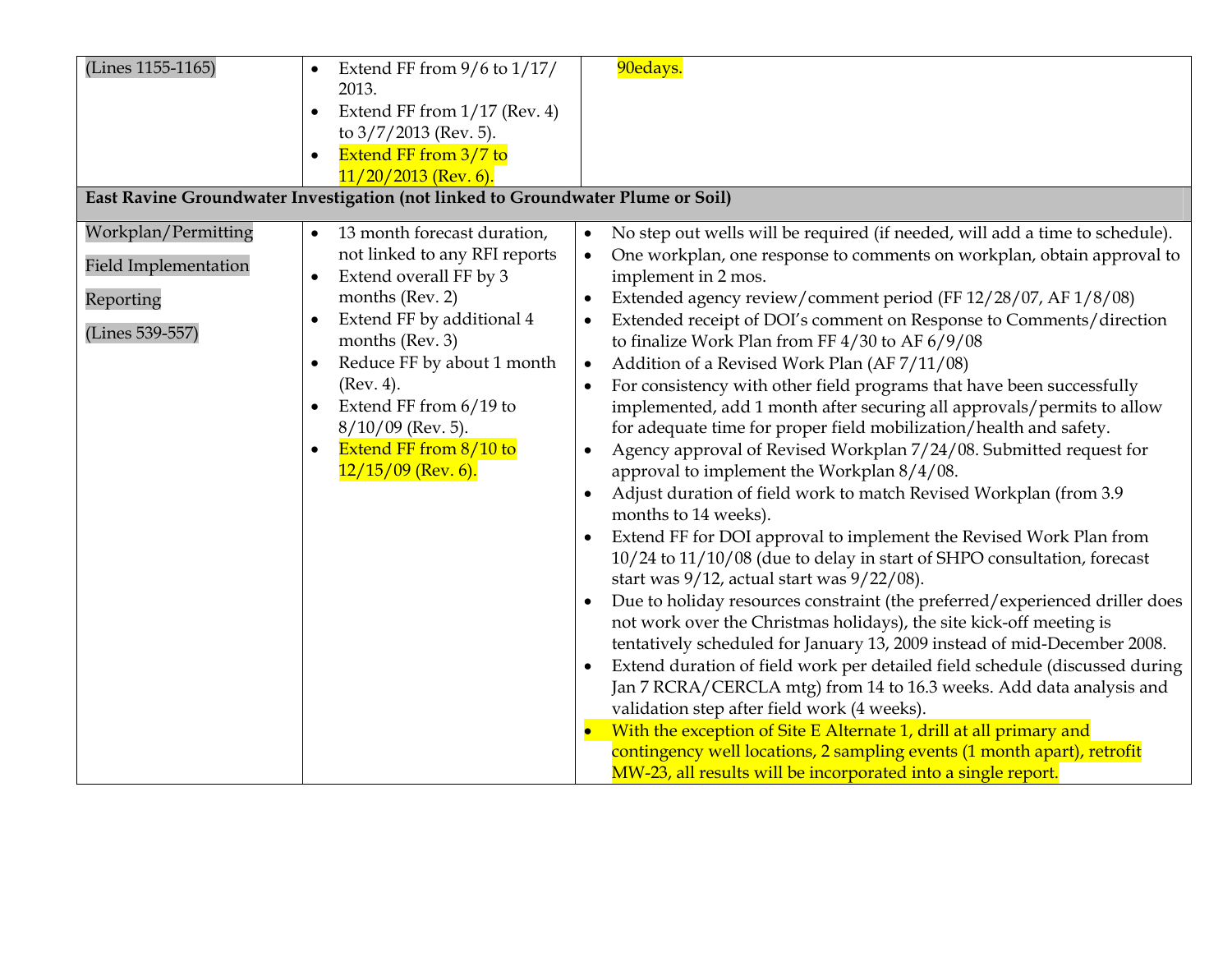| | | |
|---|---|---|
| (Lines 1155-1165) | • Extend FF from 9/6 to 1/17/ 2013.<br>• Extend FF from 1/17 (Rev. 4) to 3/7/2013 (Rev. 5).<br>• Extend FF from 3/7 to 11/20/2013 (Rev. 6). | 90edays. |
| **East Ravine Groundwater Investigation (not linked to Groundwater Plume or Soil)** | | |
| Workplan/Permitting<br><br>Field Implementation<br><br>Reporting<br><br>(Lines 539-557) | • 13 month forecast duration, not linked to any RFI reports<br>• Extend overall FF by 3 months (Rev. 2)<br>• Extend FF by additional 4 months (Rev. 3)<br>• Reduce FF by about 1 month (Rev. 4).<br>• Extend FF from 6/19 to 8/10/09 (Rev. 5).<br>• Extend FF from 8/10 to 12/15/09 (Rev. 6). | • No step out wells will be required (if needed, will add a time to schedule).<br>• One workplan, one response to comments on workplan, obtain approval to implement in 2 mos.<br>• Extended agency review/comment period (FF 12/28/07, AF 1/8/08)<br>• Extended receipt of DOI's comment on Response to Comments/direction to finalize Work Plan from FF 4/30 to AF 6/9/08<br>• Addition of a Revised Work Plan (AF 7/11/08)<br>• For consistency with other field programs that have been successfully implemented, add 1 month after securing all approvals/permits to allow for adequate time for proper field mobilization/health and safety.<br>• Agency approval of Revised Workplan 7/24/08. Submitted request for approval to implement the Workplan 8/4/08.<br>• Adjust duration of field work to match Revised Workplan (from 3.9 months to 14 weeks).<br>• Extend FF for DOI approval to implement the Revised Work Plan from 10/24 to 11/10/08 (due to delay in start of SHPO consultation, forecast start was 9/12, actual start was 9/22/08).<br>• Due to holiday resources constraint (the preferred/experienced driller does not work over the Christmas holidays), the site kick-off meeting is tentatively scheduled for January 13, 2009 instead of mid-December 2008.<br>• Extend duration of field work per detailed field schedule (discussed during Jan 7 RCRA/CERCLA mtg) from 14 to 16.3 weeks. Add data analysis and validation step after field work (4 weeks).<br>• With the exception of Site E Alternate 1, drill at all primary and contingency well locations, 2 sampling events (1 month apart), retrofit MW-23, all results will be incorporated into a single report. |